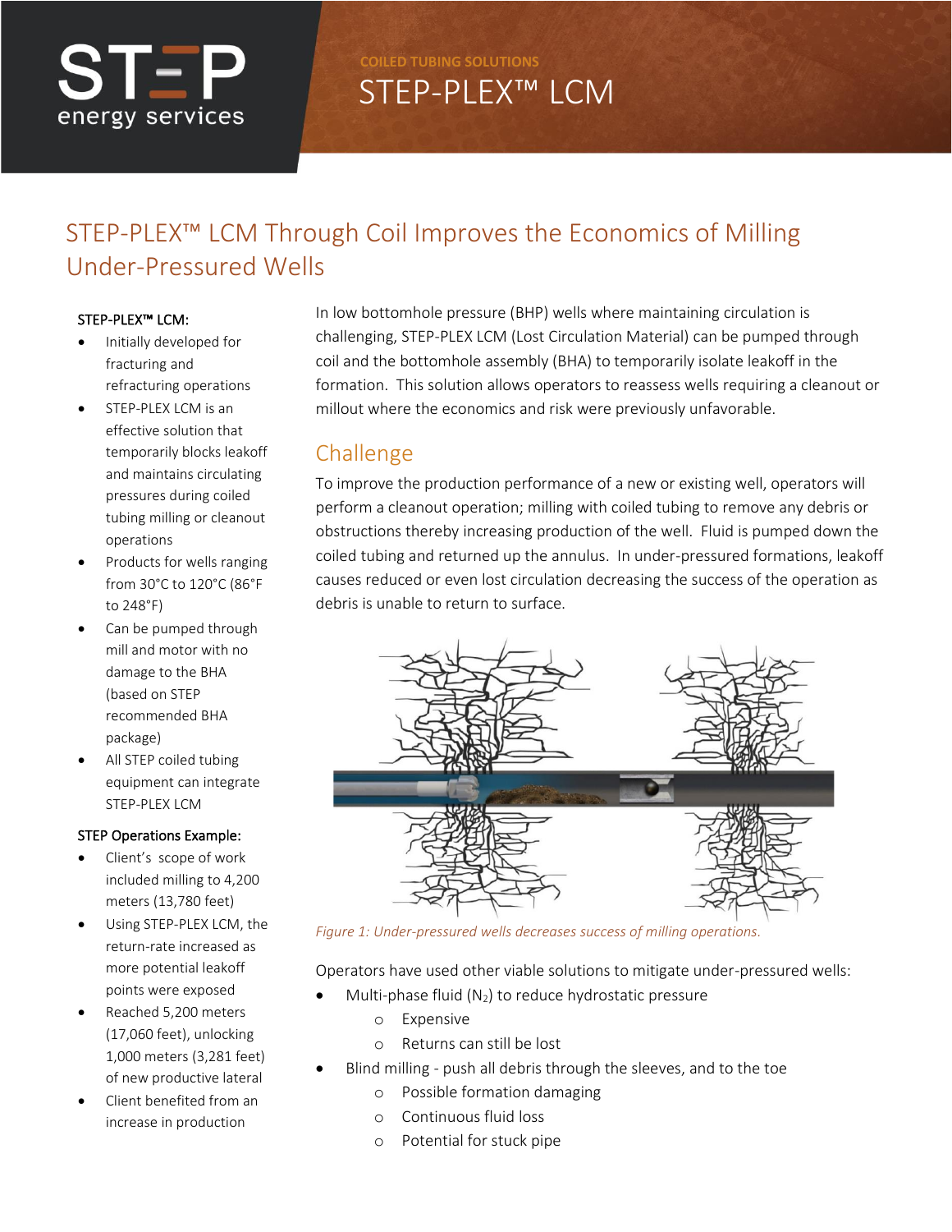COILED TUBING SOLUTIONS

# STEP-PLEX™ LCM

## STEP-PLEX™ LCM Through Coil Improves the Economics of Milling Under-Pressured Wells

In low bottomhole pressure (BHP) wells where maintaining circulation is challenging, STEP-PLEX LCM (Lost Circulation Material) can be pumped through coil and the bottomhole assembly (BHA) to temporarily isolate leakoff in the formation. This solution allows operators to reassess wells requiring a cleanout or millout where the economics and risk were previously unfavorable.

**STEP-PLEX™ LCM:**

- Initially developed for fracturing and refracturing operations
- STEP-PLEX LCM is an effective solution that temporarily blocks leakoff and maintains circulating pressures during coiled tubing milling or cleanout operations
- Products for wells ranging from 30°C to 120°C (86°F to 248°F)
- Can be pumped through mill and motor with no damage to the BHA (based on STEP recommended BHA package)
- All STEP coiled tubing equipment can integrate STEP-PLEX LCM

**STEP Operations Example:**

- Client's scope of work included milling to 4,200 meters (13,780 feet)
- Using STEP-PLEX LCM, the return-rate increased as more potential leakoff points were exposed
- Reached 5,200 meters (17,060 feet), unlocking 1,000 meters (3,281 feet) of new productive lateral
- Client benefited from an increase in production

## Challenge

To improve the production performance of a new or existing well, operators will perform a cleanout operation; milling with coiled tubing to remove any debris or obstructions thereby increasing production of the well. Fluid is pumped down the coiled tubing and returned up the annulus. In under-pressured formations, leakoff causes reduced or even lost circulation decreasing the success of the operation as debris is unable to return to surface.

*Figure 1: Under-pressured wells decreases success of milling operations.*

Operators have used other viable solutions to mitigate under-pressured wells:

- Multi-phase fluid ($N_2$) to reduce hydrostatic pressure
  - Expensive
  - Returns can still be lost
- Blind milling - push all debris through the sleeves, and to the toe
  - Possible formation damaging
  - Continuous fluid loss
  - Potential for stuck pipe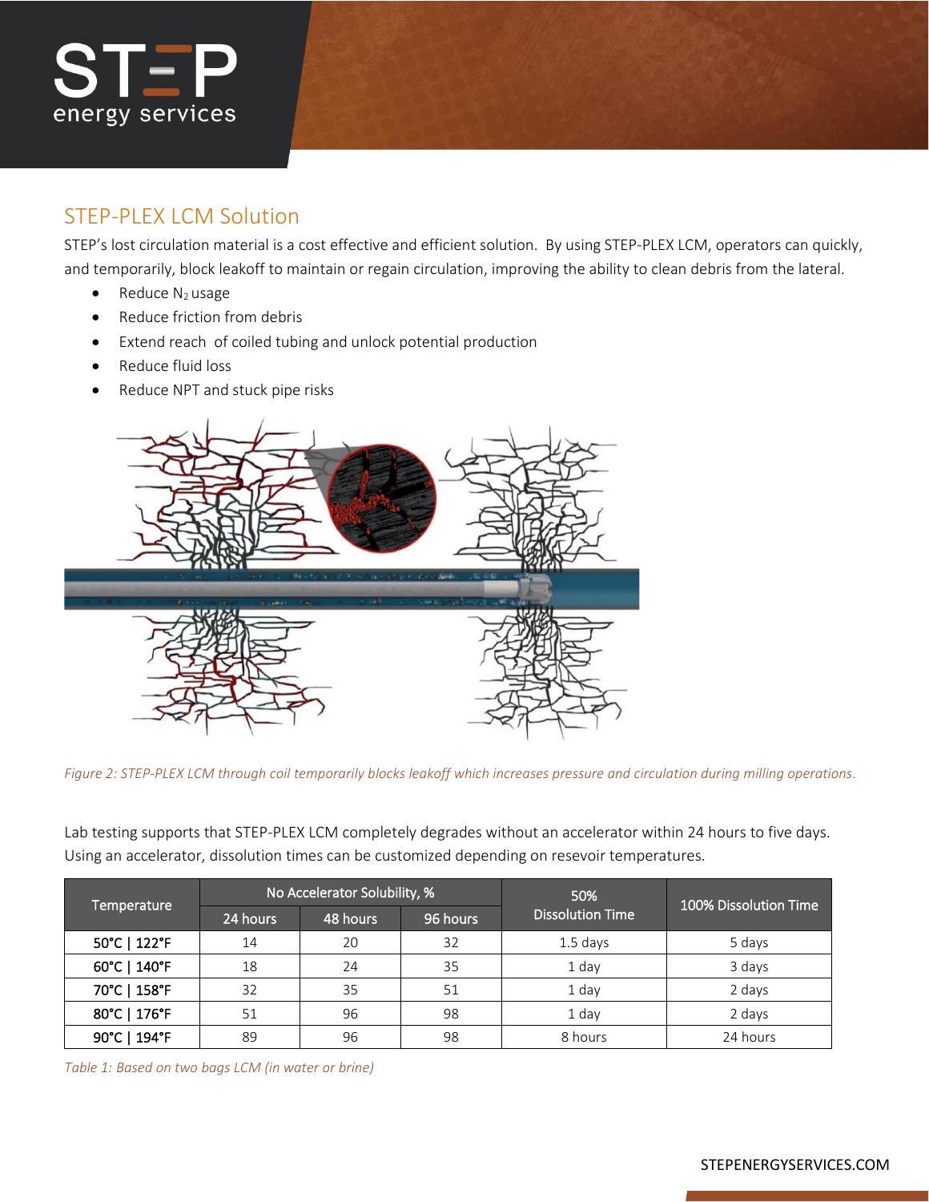## STEP-PLEX LCM Solution

STEP's lost circulation material is a cost effective and efficient solution. By using STEP-PLEX LCM, operators can quickly, and temporarily, block leakoff to maintain or regain circulation, improving the ability to clean debris from the lateral.

- Reduce $N_2$ usage
- Reduce friction from debris
- Extend reach of coiled tubing and unlock potential production
- Reduce fluid loss
- Reduce NPT and stuck pipe risks

*Figure 2: STEP-PLEX LCM through coil temporarily blocks leakoff which increases pressure and circulation during milling operations.*

Lab testing supports that STEP-PLEX LCM completely degrades without an accelerator within 24 hours to five days. Using an accelerator, dissolution times can be customized depending on resevoir temperatures.

| Temperature | No Accelerator Solubility, % | | | 50% Dissolution Time | 100% Dissolution Time |
|---|---|---|---|---|---|
| | 24 hours | 48 hours | 96 hours | | |
| 50°C \| 122°F | 14 | 20 | 32 | 1.5 days | 5 days |
| 60°C \| 140°F | 18 | 24 | 35 | 1 day | 3 days |
| 70°C \| 158°F | 32 | 35 | 51 | 1 day | 2 days |
| 80°C \| 176°F | 51 | 96 | 98 | 1 day | 2 days |
| 90°C \| 194°F | 89 | 96 | 98 | 8 hours | 24 hours |

*Table 1: Based on two bags LCM (in water or brine)*